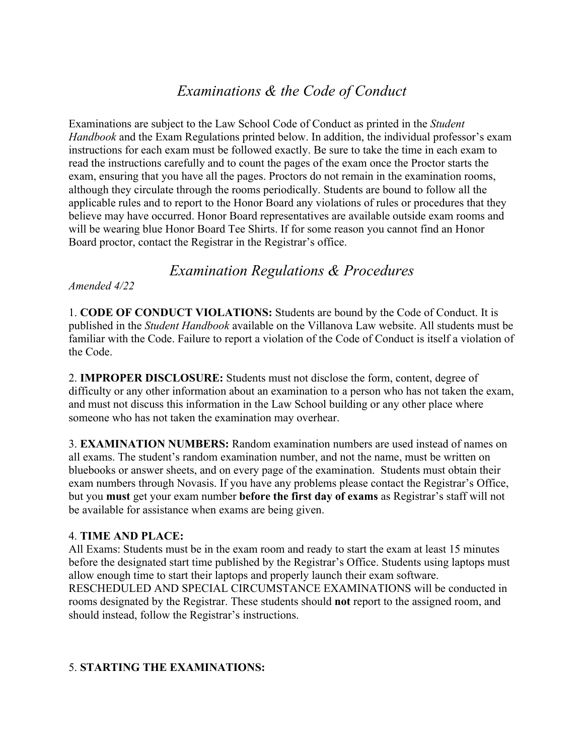# *Examinations & the Code of Conduct*

Examinations are subject to the Law School Code of Conduct as printed in the *Student Handbook* and the Exam Regulations printed below. In addition, the individual professor's exam instructions for each exam must be followed exactly. Be sure to take the time in each exam to read the instructions carefully and to count the pages of the exam once the Proctor starts the exam, ensuring that you have all the pages. Proctors do not remain in the examination rooms, although they circulate through the rooms periodically. Students are bound to follow all the applicable rules and to report to the Honor Board any violations of rules or procedures that they believe may have occurred. Honor Board representatives are available outside exam rooms and will be wearing blue Honor Board Tee Shirts. If for some reason you cannot find an Honor Board proctor, contact the Registrar in the Registrar's office.

# *Examination Regulations & Procedures*

*Amended 4/22*

1. **CODE OF CONDUCT VIOLATIONS:** Students are bound by the Code of Conduct. It is published in the *Student Handbook* available on the Villanova Law website. All students must be familiar with the Code. Failure to report a violation of the Code of Conduct is itself a violation of the Code.

2. **IMPROPER DISCLOSURE:** Students must not disclose the form, content, degree of difficulty or any other information about an examination to a person who has not taken the exam, and must not discuss this information in the Law School building or any other place where someone who has not taken the examination may overhear.

3. **EXAMINATION NUMBERS:** Random examination numbers are used instead of names on all exams. The student's random examination number, and not the name, must be written on bluebooks or answer sheets, and on every page of the examination. Students must obtain their exam numbers through Novasis. If you have any problems please contact the Registrar's Office, but you **must** get your exam number **before the first day of exams** as Registrar's staff will not be available for assistance when exams are being given.

4. **TIME AND PLACE:**
All Exams: Students must be in the exam room and ready to start the exam at least 15 minutes before the designated start time published by the Registrar's Office. Students using laptops must allow enough time to start their laptops and properly launch their exam software. RESCHEDULED AND SPECIAL CIRCUMSTANCE EXAMINATIONS will be conducted in rooms designated by the Registrar. These students should **not** report to the assigned room, and should instead, follow the Registrar's instructions.

5. **STARTING THE EXAMINATIONS:**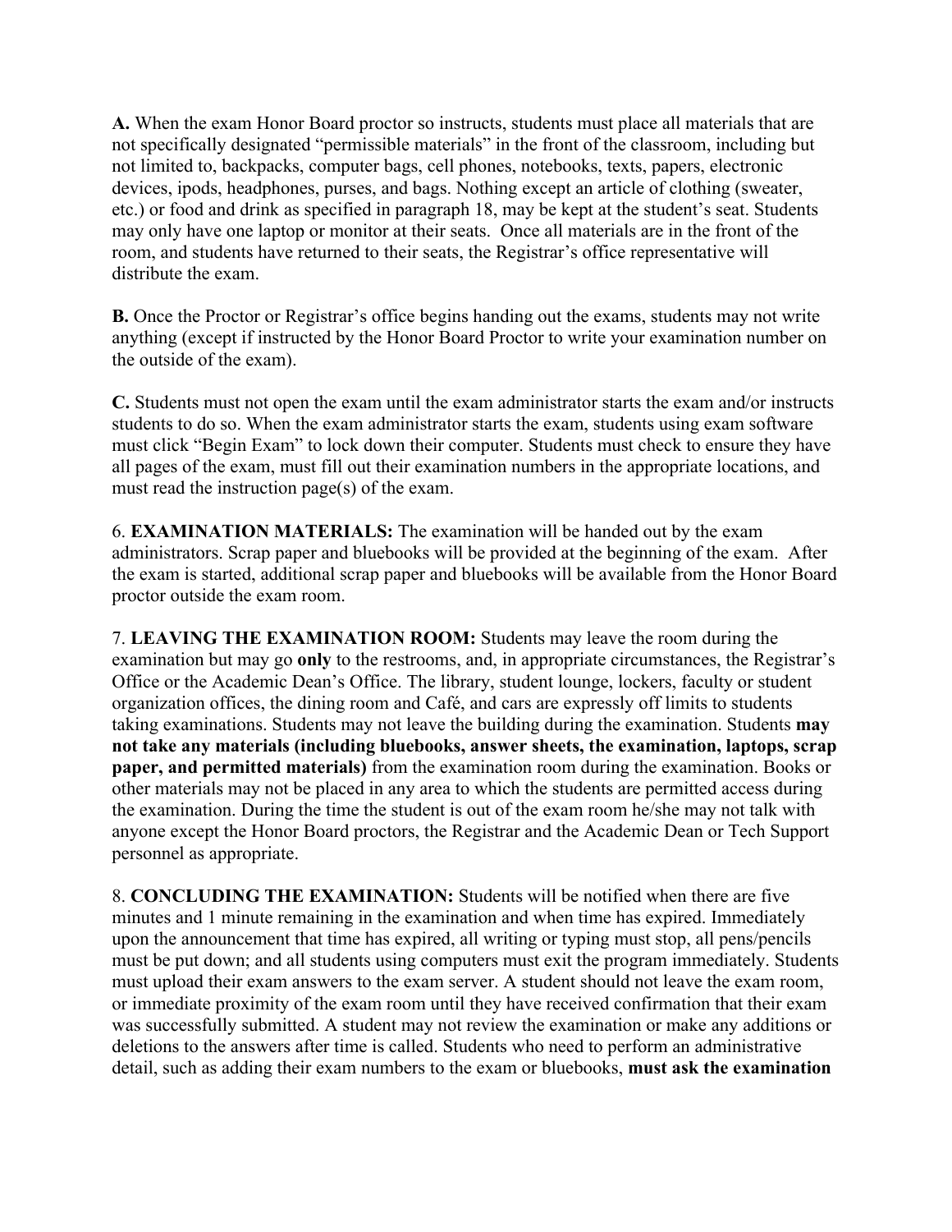**A.** When the exam Honor Board proctor so instructs, students must place all materials that are not specifically designated "permissible materials" in the front of the classroom, including but not limited to, backpacks, computer bags, cell phones, notebooks, texts, papers, electronic devices, ipods, headphones, purses, and bags. Nothing except an article of clothing (sweater, etc.) or food and drink as specified in paragraph 18, may be kept at the student's seat. Students may only have one laptop or monitor at their seats. Once all materials are in the front of the room, and students have returned to their seats, the Registrar's office representative will distribute the exam.

**B.** Once the Proctor or Registrar's office begins handing out the exams, students may not write anything (except if instructed by the Honor Board Proctor to write your examination number on the outside of the exam).

**C.** Students must not open the exam until the exam administrator starts the exam and/or instructs students to do so. When the exam administrator starts the exam, students using exam software must click "Begin Exam" to lock down their computer. Students must check to ensure they have all pages of the exam, must fill out their examination numbers in the appropriate locations, and must read the instruction page(s) of the exam.

6. **EXAMINATION MATERIALS:** The examination will be handed out by the exam administrators. Scrap paper and bluebooks will be provided at the beginning of the exam. After the exam is started, additional scrap paper and bluebooks will be available from the Honor Board proctor outside the exam room.

7. **LEAVING THE EXAMINATION ROOM:** Students may leave the room during the examination but may go **only** to the restrooms, and, in appropriate circumstances, the Registrar's Office or the Academic Dean's Office. The library, student lounge, lockers, faculty or student organization offices, the dining room and Café, and cars are expressly off limits to students taking examinations. Students may not leave the building during the examination. Students **may not take any materials (including bluebooks, answer sheets, the examination, laptops, scrap paper, and permitted materials)** from the examination room during the examination. Books or other materials may not be placed in any area to which the students are permitted access during the examination. During the time the student is out of the exam room he/she may not talk with anyone except the Honor Board proctors, the Registrar and the Academic Dean or Tech Support personnel as appropriate.

8. **CONCLUDING THE EXAMINATION:** Students will be notified when there are five minutes and 1 minute remaining in the examination and when time has expired. Immediately upon the announcement that time has expired, all writing or typing must stop, all pens/pencils must be put down; and all students using computers must exit the program immediately. Students must upload their exam answers to the exam server. A student should not leave the exam room, or immediate proximity of the exam room until they have received confirmation that their exam was successfully submitted. A student may not review the examination or make any additions or deletions to the answers after time is called. Students who need to perform an administrative detail, such as adding their exam numbers to the exam or bluebooks, **must ask the examination**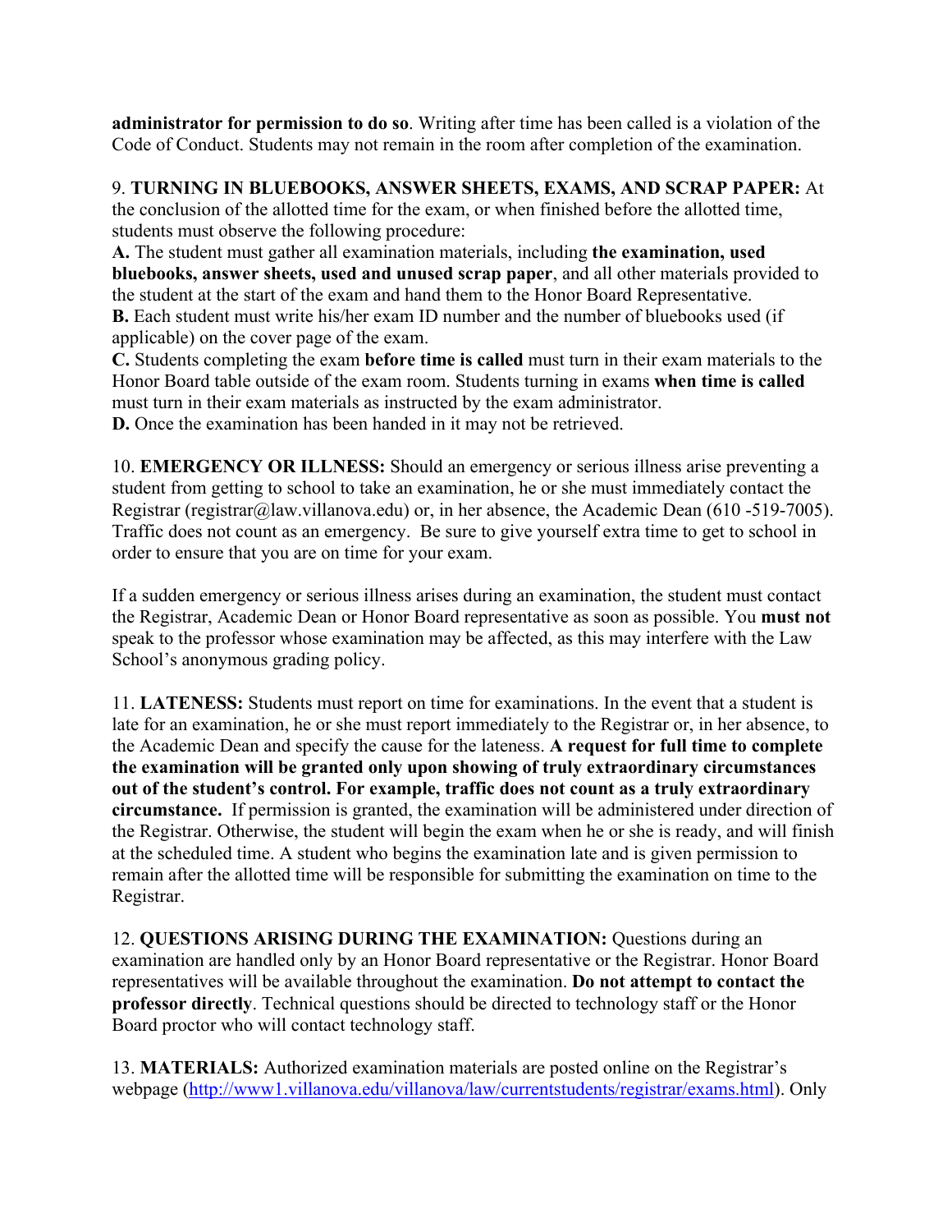**administrator for permission to do so**. Writing after time has been called is a violation of the Code of Conduct. Students may not remain in the room after completion of the examination.

9. **TURNING IN BLUEBOOKS, ANSWER SHEETS, EXAMS, AND SCRAP PAPER:** At the conclusion of the allotted time for the exam, or when finished before the allotted time, students must observe the following procedure:

**A.** The student must gather all examination materials, including **the examination, used bluebooks, answer sheets, used and unused scrap paper**, and all other materials provided to the student at the start of the exam and hand them to the Honor Board Representative.

**B.** Each student must write his/her exam ID number and the number of bluebooks used (if applicable) on the cover page of the exam.

**C.** Students completing the exam **before time is called** must turn in their exam materials to the Honor Board table outside of the exam room. Students turning in exams **when time is called** must turn in their exam materials as instructed by the exam administrator.

**D.** Once the examination has been handed in it may not be retrieved.

10. **EMERGENCY OR ILLNESS:** Should an emergency or serious illness arise preventing a student from getting to school to take an examination, he or she must immediately contact the Registrar (registrar@law.villanova.edu) or, in her absence, the Academic Dean (610 -519-7005). Traffic does not count as an emergency. Be sure to give yourself extra time to get to school in order to ensure that you are on time for your exam.

If a sudden emergency or serious illness arises during an examination, the student must contact the Registrar, Academic Dean or Honor Board representative as soon as possible. You **must not** speak to the professor whose examination may be affected, as this may interfere with the Law School's anonymous grading policy.

11. **LATENESS:** Students must report on time for examinations. In the event that a student is late for an examination, he or she must report immediately to the Registrar or, in her absence, to the Academic Dean and specify the cause for the lateness. **A request for full time to complete the examination will be granted only upon showing of truly extraordinary circumstances out of the student's control. For example, traffic does not count as a truly extraordinary circumstance.** If permission is granted, the examination will be administered under direction of the Registrar. Otherwise, the student will begin the exam when he or she is ready, and will finish at the scheduled time. A student who begins the examination late and is given permission to remain after the allotted time will be responsible for submitting the examination on time to the Registrar.

12. **QUESTIONS ARISING DURING THE EXAMINATION:** Questions during an examination are handled only by an Honor Board representative or the Registrar. Honor Board representatives will be available throughout the examination. **Do not attempt to contact the professor directly**. Technical questions should be directed to technology staff or the Honor Board proctor who will contact technology staff.

13. **MATERIALS:** Authorized examination materials are posted online on the Registrar's webpage (http://www1.villanova.edu/villanova/law/currentstudents/registrar/exams.html). Only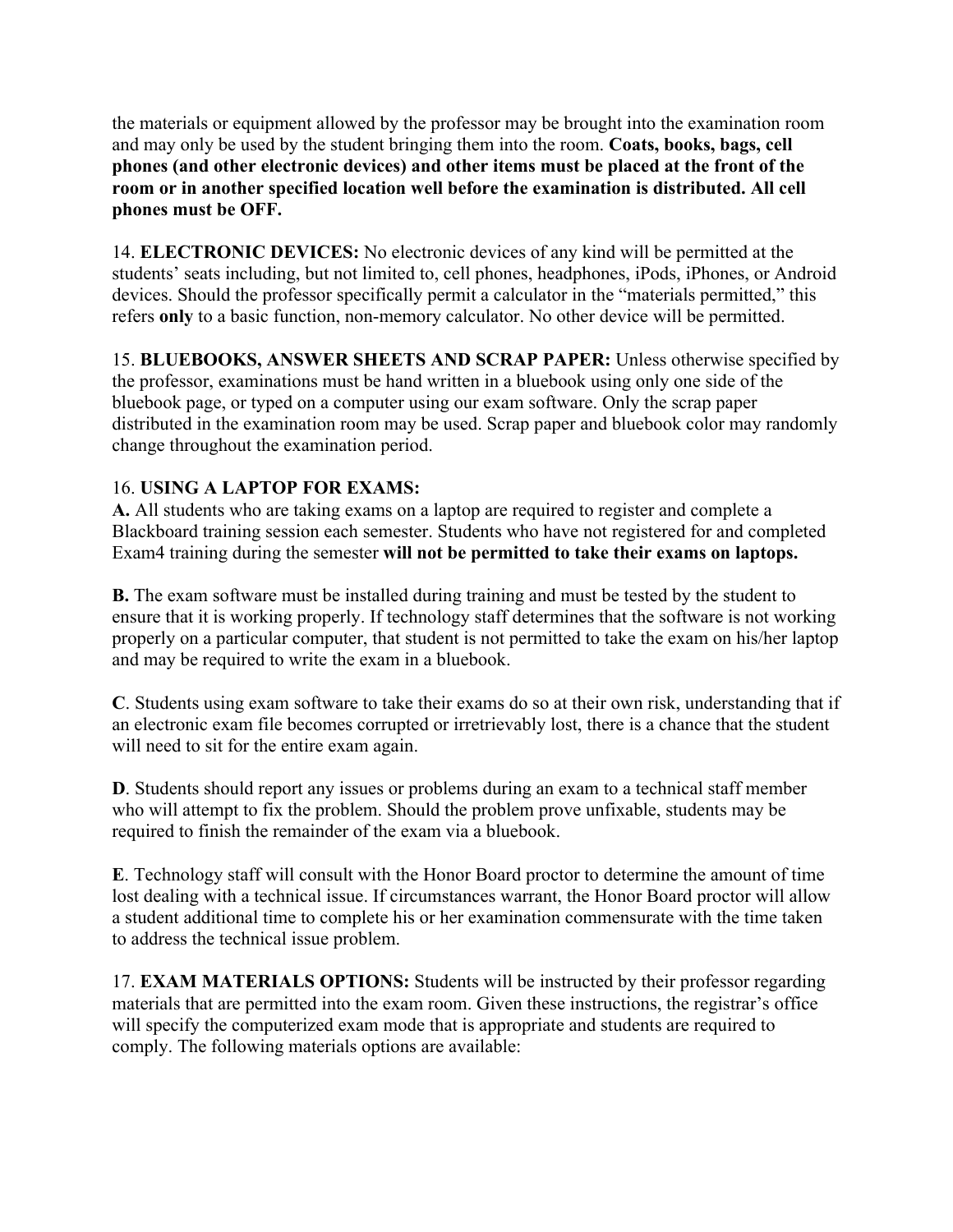the materials or equipment allowed by the professor may be brought into the examination room and may only be used by the student bringing them into the room. **Coats, books, bags, cell phones (and other electronic devices) and other items must be placed at the front of the room or in another specified location well before the examination is distributed. All cell phones must be OFF.**

14. **ELECTRONIC DEVICES:** No electronic devices of any kind will be permitted at the students' seats including, but not limited to, cell phones, headphones, iPods, iPhones, or Android devices. Should the professor specifically permit a calculator in the "materials permitted," this refers **only** to a basic function, non-memory calculator. No other device will be permitted.

15. **BLUEBOOKS, ANSWER SHEETS AND SCRAP PAPER:** Unless otherwise specified by the professor, examinations must be hand written in a bluebook using only one side of the bluebook page, or typed on a computer using our exam software. Only the scrap paper distributed in the examination room may be used. Scrap paper and bluebook color may randomly change throughout the examination period.

16. **USING A LAPTOP FOR EXAMS:**
**A.** All students who are taking exams on a laptop are required to register and complete a Blackboard training session each semester. Students who have not registered for and completed Exam4 training during the semester **will not be permitted to take their exams on laptops.**

**B.** The exam software must be installed during training and must be tested by the student to ensure that it is working properly. If technology staff determines that the software is not working properly on a particular computer, that student is not permitted to take the exam on his/her laptop and may be required to write the exam in a bluebook.

**C**. Students using exam software to take their exams do so at their own risk, understanding that if an electronic exam file becomes corrupted or irretrievably lost, there is a chance that the student will need to sit for the entire exam again.

**D**. Students should report any issues or problems during an exam to a technical staff member who will attempt to fix the problem. Should the problem prove unfixable, students may be required to finish the remainder of the exam via a bluebook.

**E**. Technology staff will consult with the Honor Board proctor to determine the amount of time lost dealing with a technical issue. If circumstances warrant, the Honor Board proctor will allow a student additional time to complete his or her examination commensurate with the time taken to address the technical issue problem.

17. **EXAM MATERIALS OPTIONS:** Students will be instructed by their professor regarding materials that are permitted into the exam room. Given these instructions, the registrar's office will specify the computerized exam mode that is appropriate and students are required to comply. The following materials options are available: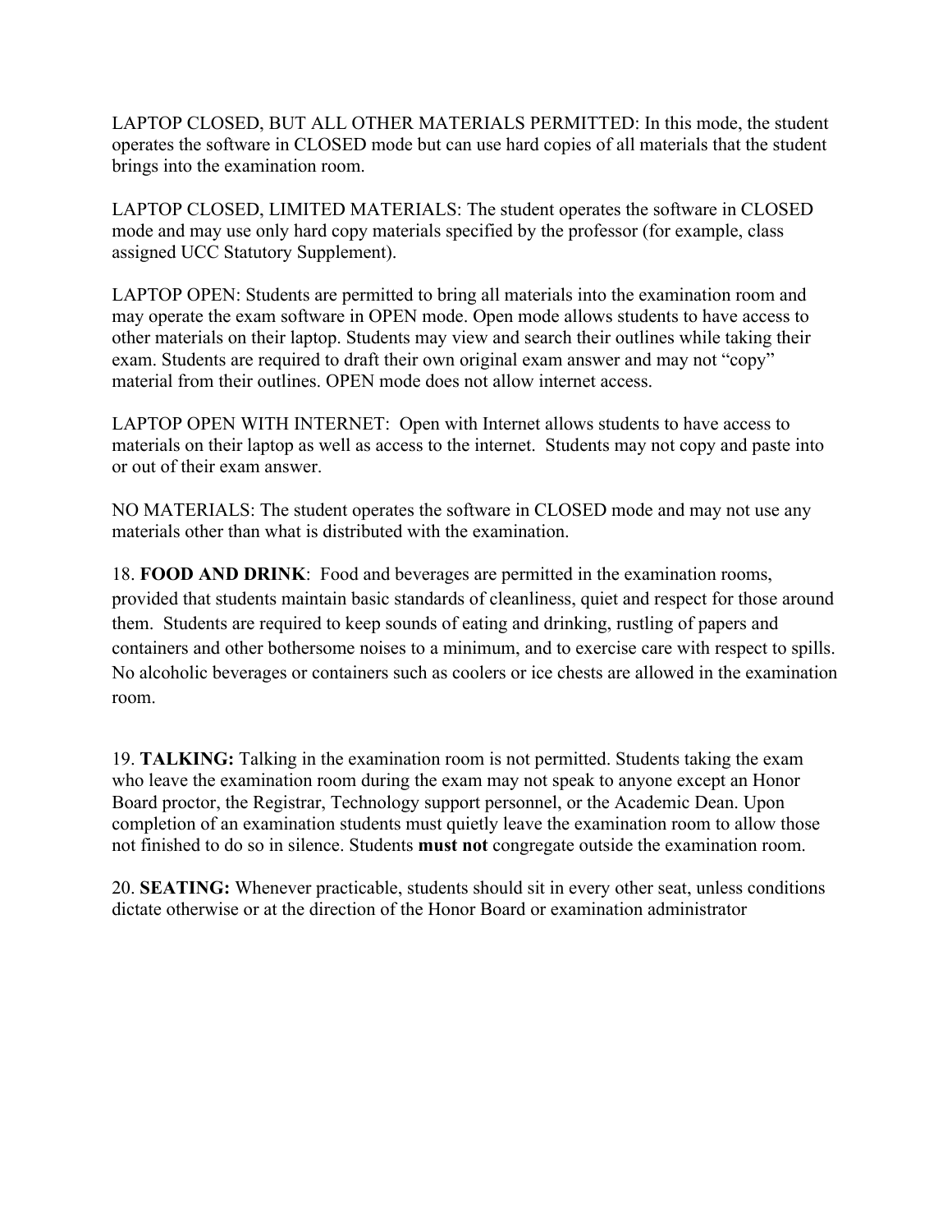LAPTOP CLOSED, BUT ALL OTHER MATERIALS PERMITTED: In this mode, the student operates the software in CLOSED mode but can use hard copies of all materials that the student brings into the examination room.

LAPTOP CLOSED, LIMITED MATERIALS: The student operates the software in CLOSED mode and may use only hard copy materials specified by the professor (for example, class assigned UCC Statutory Supplement).

LAPTOP OPEN: Students are permitted to bring all materials into the examination room and may operate the exam software in OPEN mode. Open mode allows students to have access to other materials on their laptop. Students may view and search their outlines while taking their exam. Students are required to draft their own original exam answer and may not "copy" material from their outlines. OPEN mode does not allow internet access.

LAPTOP OPEN WITH INTERNET: Open with Internet allows students to have access to materials on their laptop as well as access to the internet. Students may not copy and paste into or out of their exam answer.

NO MATERIALS: The student operates the software in CLOSED mode and may not use any materials other than what is distributed with the examination.

18. **FOOD AND DRINK**: Food and beverages are permitted in the examination rooms, provided that students maintain basic standards of cleanliness, quiet and respect for those around them. Students are required to keep sounds of eating and drinking, rustling of papers and containers and other bothersome noises to a minimum, and to exercise care with respect to spills. No alcoholic beverages or containers such as coolers or ice chests are allowed in the examination room.

19. **TALKING:** Talking in the examination room is not permitted. Students taking the exam who leave the examination room during the exam may not speak to anyone except an Honor Board proctor, the Registrar, Technology support personnel, or the Academic Dean. Upon completion of an examination students must quietly leave the examination room to allow those not finished to do so in silence. Students **must not** congregate outside the examination room.

20. **SEATING:** Whenever practicable, students should sit in every other seat, unless conditions dictate otherwise or at the direction of the Honor Board or examination administrator